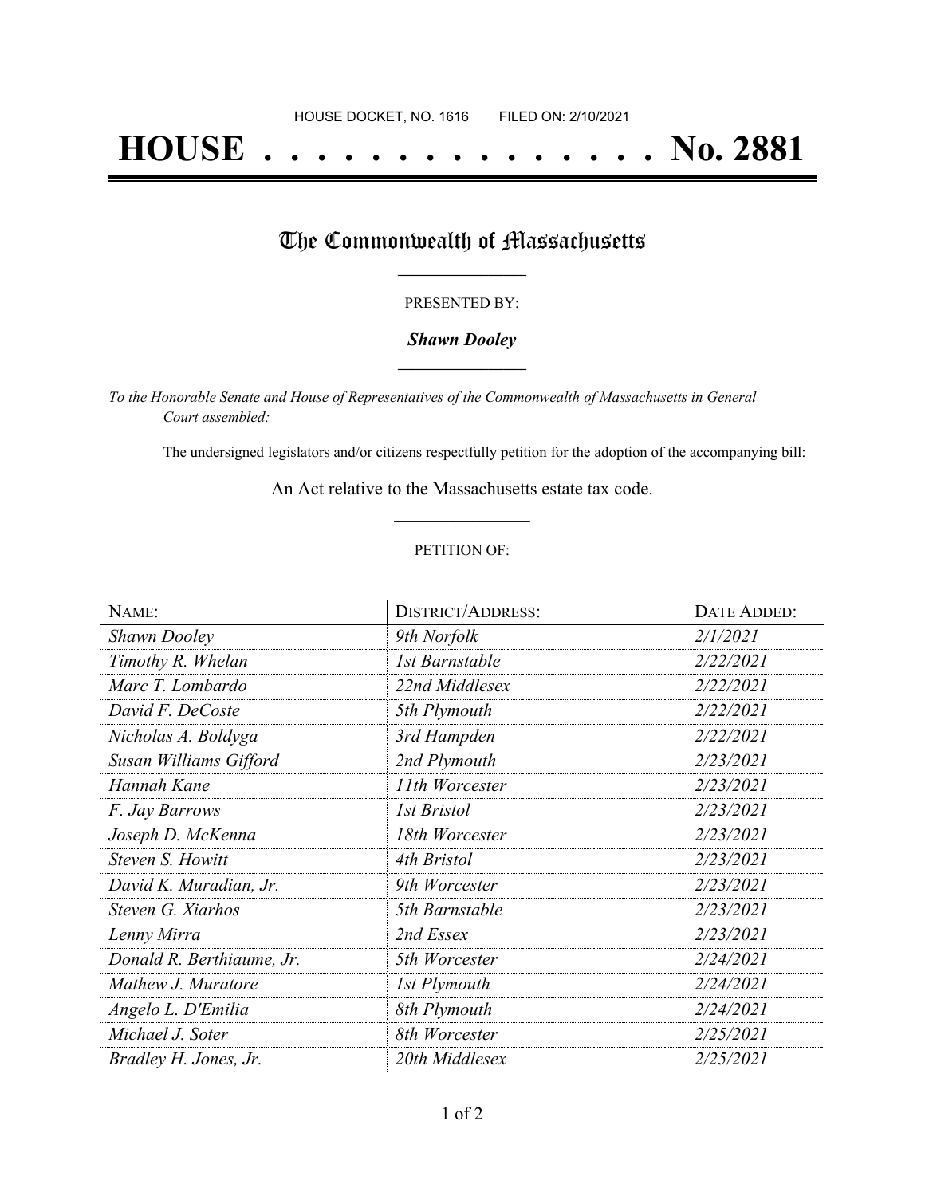HOUSE DOCKET, NO. 1616 FILED ON: 2/10/2021

# HOUSE . . . . . . . . . . . . . . . No. 2881

## The Commonwealth of Massachusetts

PRESENTED BY:

***Shawn Dooley***

*To the Honorable Senate and House of Representatives of the Commonwealth of Massachusetts in General Court assembled:*

The undersigned legislators and/or citizens respectfully petition for the adoption of the accompanying bill:

An Act relative to the Massachusetts estate tax code.

PETITION OF:

| NAME: | DISTRICT/ADDRESS: | DATE ADDED: |
| --- | --- | --- |
| *Shawn Dooley* | *9th Norfolk* | *2/1/2021* |
| *Timothy R. Whelan* | *1st Barnstable* | *2/22/2021* |
| *Marc T. Lombardo* | *22nd Middlesex* | *2/22/2021* |
| *David F. DeCoste* | *5th Plymouth* | *2/22/2021* |
| *Nicholas A. Boldyga* | *3rd Hampden* | *2/22/2021* |
| *Susan Williams Gifford* | *2nd Plymouth* | *2/23/2021* |
| *Hannah Kane* | *11th Worcester* | *2/23/2021* |
| *F. Jay Barrows* | *1st Bristol* | *2/23/2021* |
| *Joseph D. McKenna* | *18th Worcester* | *2/23/2021* |
| *Steven S. Howitt* | *4th Bristol* | *2/23/2021* |
| *David K. Muradian, Jr.* | *9th Worcester* | *2/23/2021* |
| *Steven G. Xiarhos* | *5th Barnstable* | *2/23/2021* |
| *Lenny Mirra* | *2nd Essex* | *2/23/2021* |
| *Donald R. Berthiaume, Jr.* | *5th Worcester* | *2/24/2021* |
| *Mathew J. Muratore* | *1st Plymouth* | *2/24/2021* |
| *Angelo L. D'Emilia* | *8th Plymouth* | *2/24/2021* |
| *Michael J. Soter* | *8th Worcester* | *2/25/2021* |
| *Bradley H. Jones, Jr.* | *20th Middlesex* | *2/25/2021* |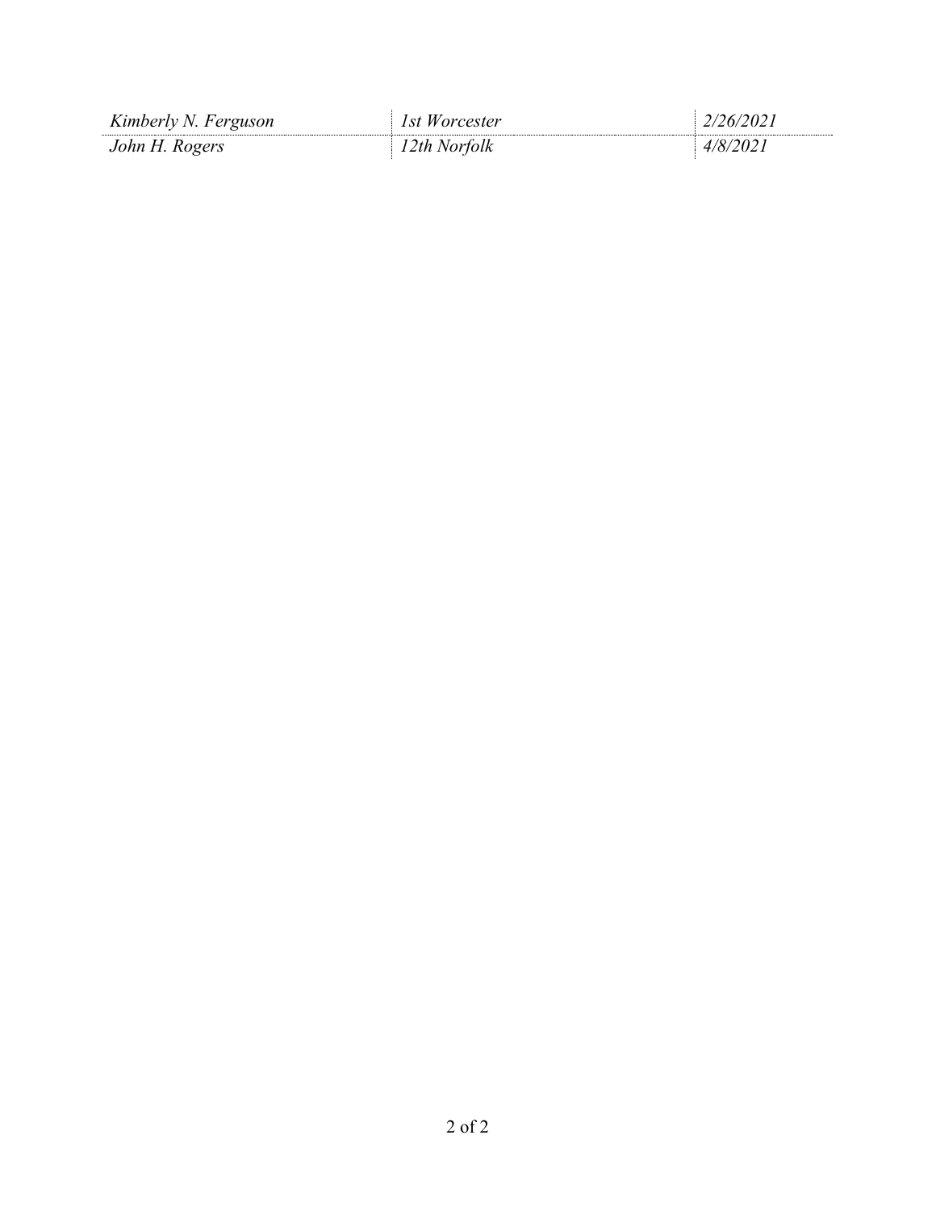| | | |
| --- | --- | --- |
| *Kimberly N. Ferguson* | *1st Worcester* | *2/26/2021* |
| *John H. Rogers* | *12th Norfolk* | *4/8/2021* |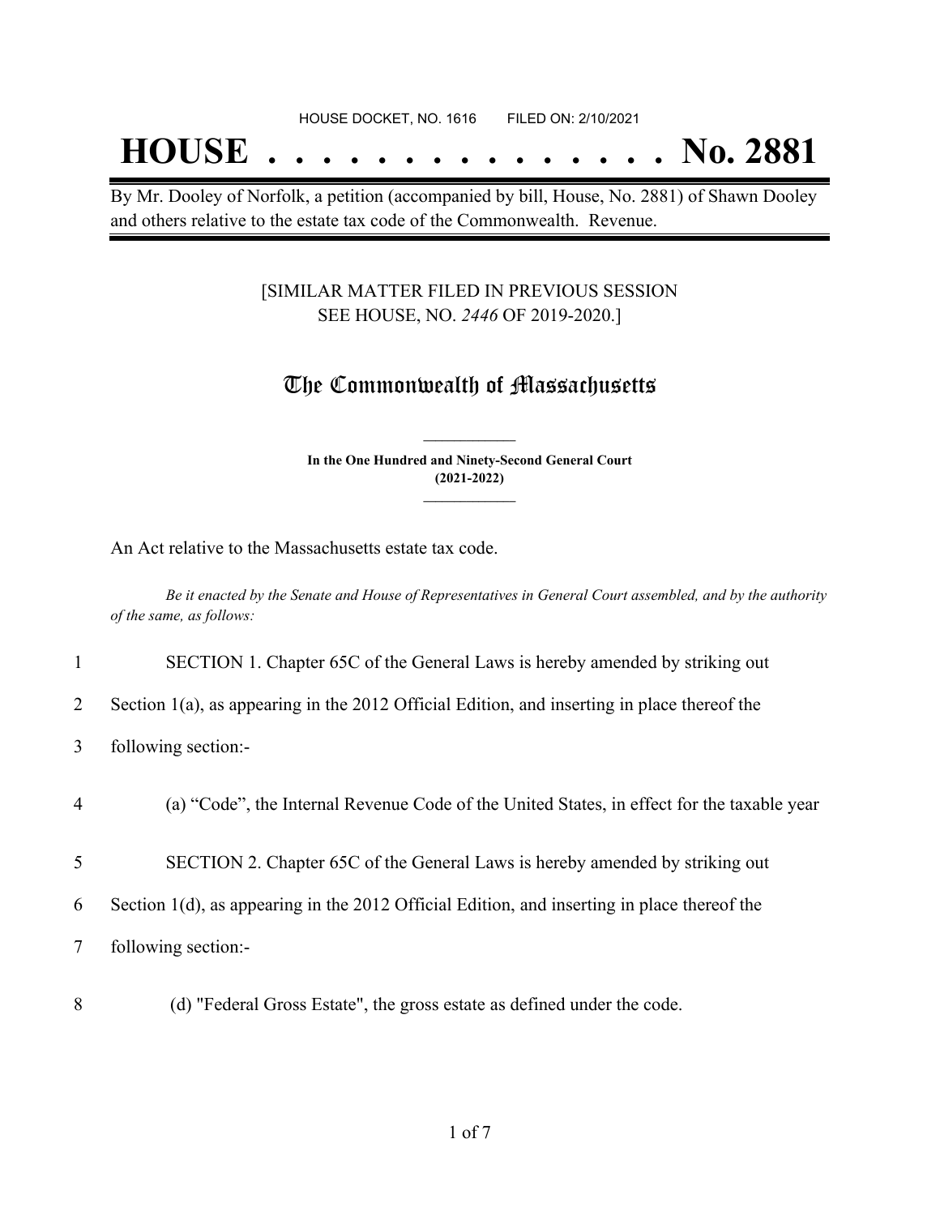HOUSE DOCKET, NO. 1616 FILED ON: 2/10/2021

# HOUSE . . . . . . . . . . . . . . . No. 2881

By Mr. Dooley of Norfolk, a petition (accompanied by bill, House, No. 2881) of Shawn Dooley and others relative to the estate tax code of the Commonwealth. Revenue.

[SIMILAR MATTER FILED IN PREVIOUS SESSION SEE HOUSE, NO. *2446* OF 2019-2020.]

## The Commonwealth of Massachusetts

**In the One Hundred and Ninety-Second General Court (2021-2022)**

An Act relative to the Massachusetts estate tax code.

*Be it enacted by the Senate and House of Representatives in General Court assembled, and by the authority of the same, as follows:*

1 SECTION 1. Chapter 65C of the General Laws is hereby amended by striking out
2 Section 1(a), as appearing in the 2012 Official Edition, and inserting in place thereof the
3 following section:-

4 (a) "Code", the Internal Revenue Code of the United States, in effect for the taxable year

5 SECTION 2. Chapter 65C of the General Laws is hereby amended by striking out
6 Section 1(d), as appearing in the 2012 Official Edition, and inserting in place thereof the
7 following section:-

8 (d) "Federal Gross Estate", the gross estate as defined under the code.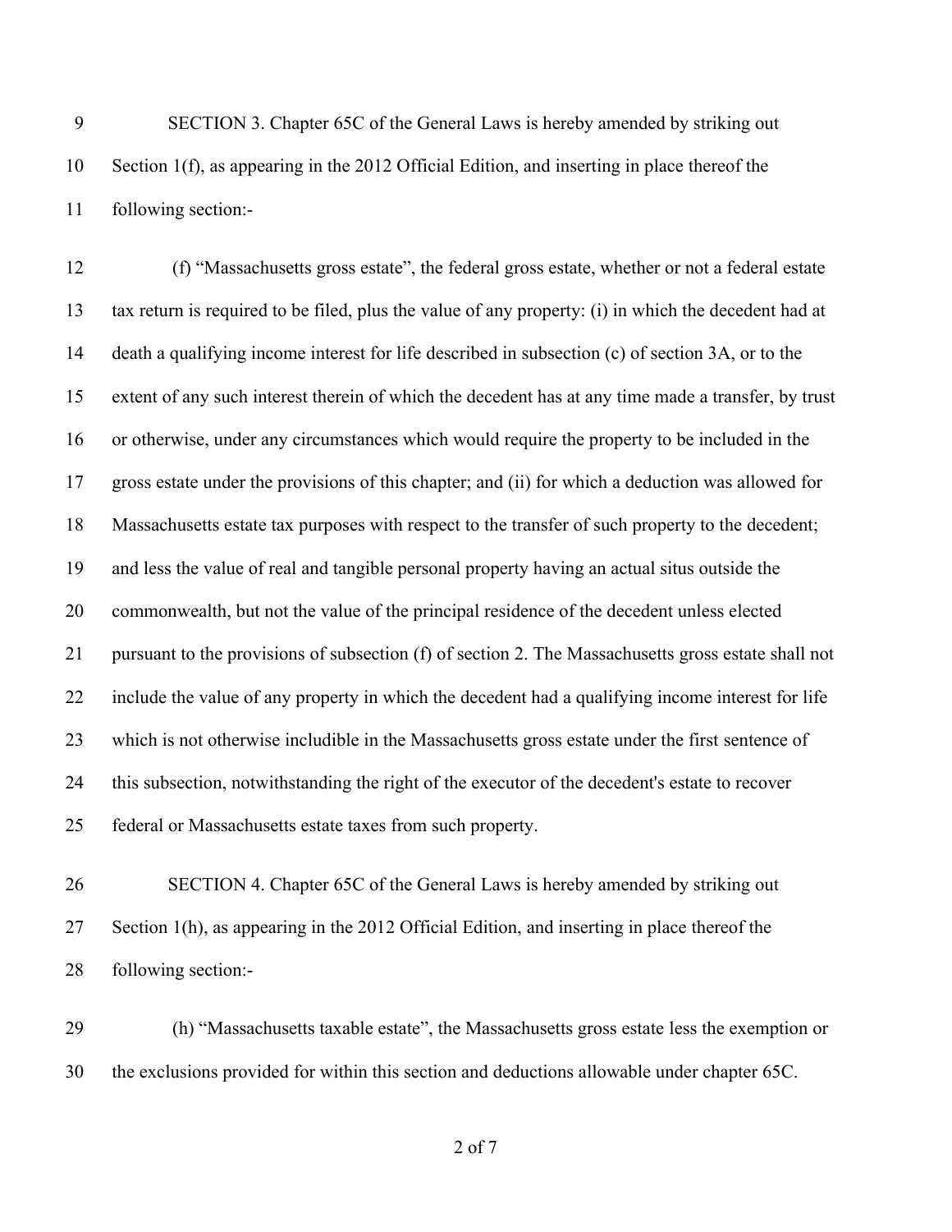SECTION 3. Chapter 65C of the General Laws is hereby amended by striking out Section 1(f), as appearing in the 2012 Official Edition, and inserting in place thereof the following section:-

(f) "Massachusetts gross estate", the federal gross estate, whether or not a federal estate tax return is required to be filed, plus the value of any property: (i) in which the decedent had at death a qualifying income interest for life described in subsection (c) of section 3A, or to the extent of any such interest therein of which the decedent has at any time made a transfer, by trust or otherwise, under any circumstances which would require the property to be included in the gross estate under the provisions of this chapter; and (ii) for which a deduction was allowed for Massachusetts estate tax purposes with respect to the transfer of such property to the decedent; and less the value of real and tangible personal property having an actual situs outside the commonwealth, but not the value of the principal residence of the decedent unless elected pursuant to the provisions of subsection (f) of section 2. The Massachusetts gross estate shall not include the value of any property in which the decedent had a qualifying income interest for life which is not otherwise includible in the Massachusetts gross estate under the first sentence of this subsection, notwithstanding the right of the executor of the decedent's estate to recover federal or Massachusetts estate taxes from such property.

SECTION 4. Chapter 65C of the General Laws is hereby amended by striking out Section 1(h), as appearing in the 2012 Official Edition, and inserting in place thereof the following section:-

(h) "Massachusetts taxable estate", the Massachusetts gross estate less the exemption or the exclusions provided for within this section and deductions allowable under chapter 65C.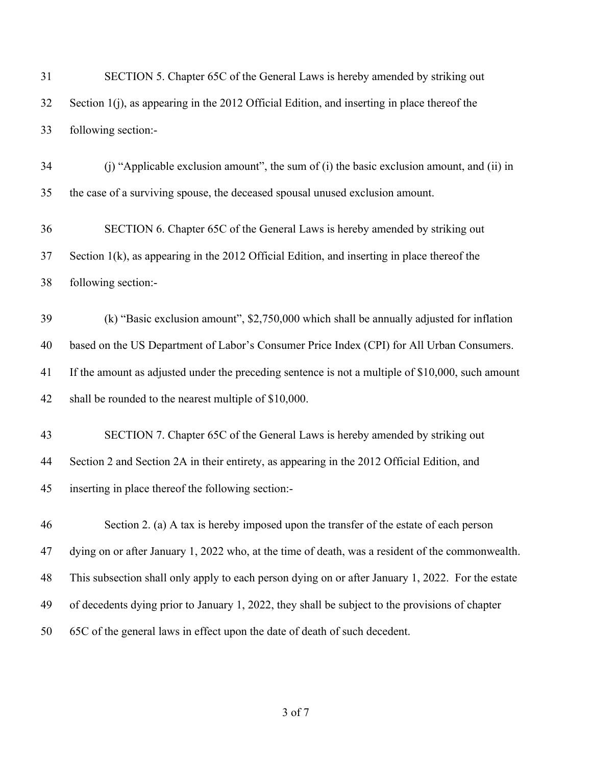SECTION 5. Chapter 65C of the General Laws is hereby amended by striking out Section 1(j), as appearing in the 2012 Official Edition, and inserting in place thereof the following section:-

(j) "Applicable exclusion amount", the sum of (i) the basic exclusion amount, and (ii) in the case of a surviving spouse, the deceased spousal unused exclusion amount.

SECTION 6. Chapter 65C of the General Laws is hereby amended by striking out Section 1(k), as appearing in the 2012 Official Edition, and inserting in place thereof the following section:-

(k) "Basic exclusion amount", $2,750,000 which shall be annually adjusted for inflation based on the US Department of Labor's Consumer Price Index (CPI) for All Urban Consumers. If the amount as adjusted under the preceding sentence is not a multiple of $10,000, such amount shall be rounded to the nearest multiple of $10,000.

SECTION 7. Chapter 65C of the General Laws is hereby amended by striking out Section 2 and Section 2A in their entirety, as appearing in the 2012 Official Edition, and inserting in place thereof the following section:-

Section 2. (a) A tax is hereby imposed upon the transfer of the estate of each person dying on or after January 1, 2022 who, at the time of death, was a resident of the commonwealth. This subsection shall only apply to each person dying on or after January 1, 2022. For the estate of decedents dying prior to January 1, 2022, they shall be subject to the provisions of chapter 65C of the general laws in effect upon the date of death of such decedent.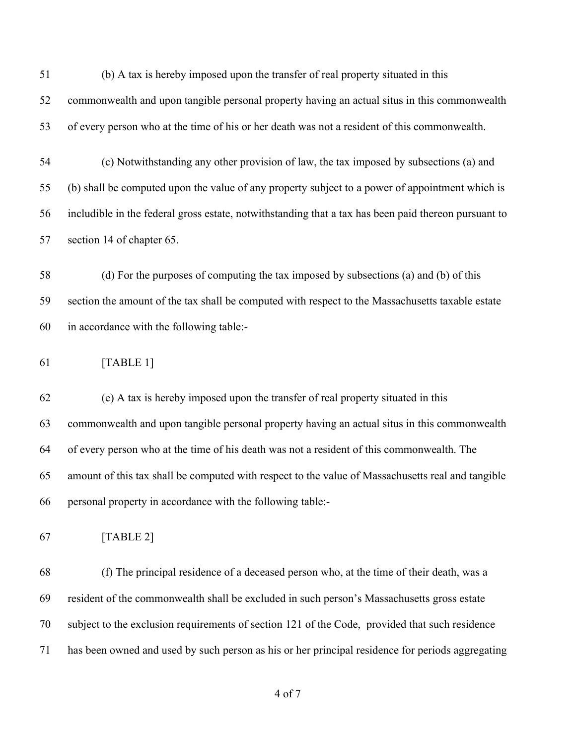51 (b) A tax is hereby imposed upon the transfer of real property situated in this
52 commonwealth and upon tangible personal property having an actual situs in this commonwealth
53 of every person who at the time of his or her death was not a resident of this commonwealth.

54 (c) Notwithstanding any other provision of law, the tax imposed by subsections (a) and
55 (b) shall be computed upon the value of any property subject to a power of appointment which is
56 includible in the federal gross estate, notwithstanding that a tax has been paid thereon pursuant to
57 section 14 of chapter 65.

58 (d) For the purposes of computing the tax imposed by subsections (a) and (b) of this
59 section the amount of the tax shall be computed with respect to the Massachusetts taxable estate
60 in accordance with the following table:-

61 [TABLE 1]

62 (e) A tax is hereby imposed upon the transfer of real property situated in this
63 commonwealth and upon tangible personal property having an actual situs in this commonwealth
64 of every person who at the time of his death was not a resident of this commonwealth. The
65 amount of this tax shall be computed with respect to the value of Massachusetts real and tangible
66 personal property in accordance with the following table:-

67 [TABLE 2]

68 (f) The principal residence of a deceased person who, at the time of their death, was a
69 resident of the commonwealth shall be excluded in such person's Massachusetts gross estate
70 subject to the exclusion requirements of section 121 of the Code, provided that such residence
71 has been owned and used by such person as his or her principal residence for periods aggregating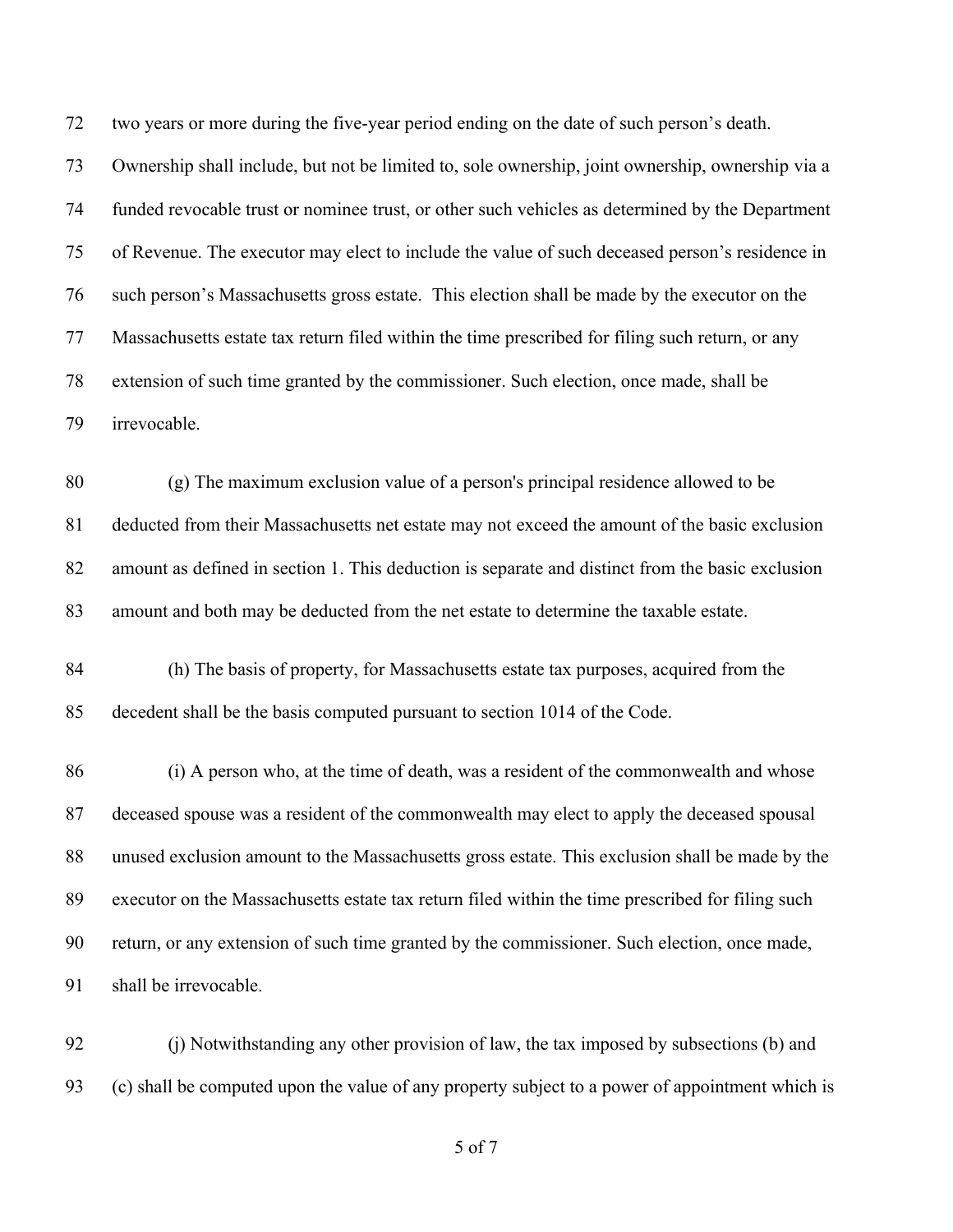two years or more during the five-year period ending on the date of such person's death. Ownership shall include, but not be limited to, sole ownership, joint ownership, ownership via a funded revocable trust or nominee trust, or other such vehicles as determined by the Department of Revenue. The executor may elect to include the value of such deceased person's residence in such person's Massachusetts gross estate. This election shall be made by the executor on the Massachusetts estate tax return filed within the time prescribed for filing such return, or any extension of such time granted by the commissioner. Such election, once made, shall be irrevocable.

(g) The maximum exclusion value of a person's principal residence allowed to be deducted from their Massachusetts net estate may not exceed the amount of the basic exclusion amount as defined in section 1. This deduction is separate and distinct from the basic exclusion amount and both may be deducted from the net estate to determine the taxable estate.

(h) The basis of property, for Massachusetts estate tax purposes, acquired from the decedent shall be the basis computed pursuant to section 1014 of the Code.

(i) A person who, at the time of death, was a resident of the commonwealth and whose deceased spouse was a resident of the commonwealth may elect to apply the deceased spousal unused exclusion amount to the Massachusetts gross estate. This exclusion shall be made by the executor on the Massachusetts estate tax return filed within the time prescribed for filing such return, or any extension of such time granted by the commissioner. Such election, once made, shall be irrevocable.

(j) Notwithstanding any other provision of law, the tax imposed by subsections (b) and (c) shall be computed upon the value of any property subject to a power of appointment which is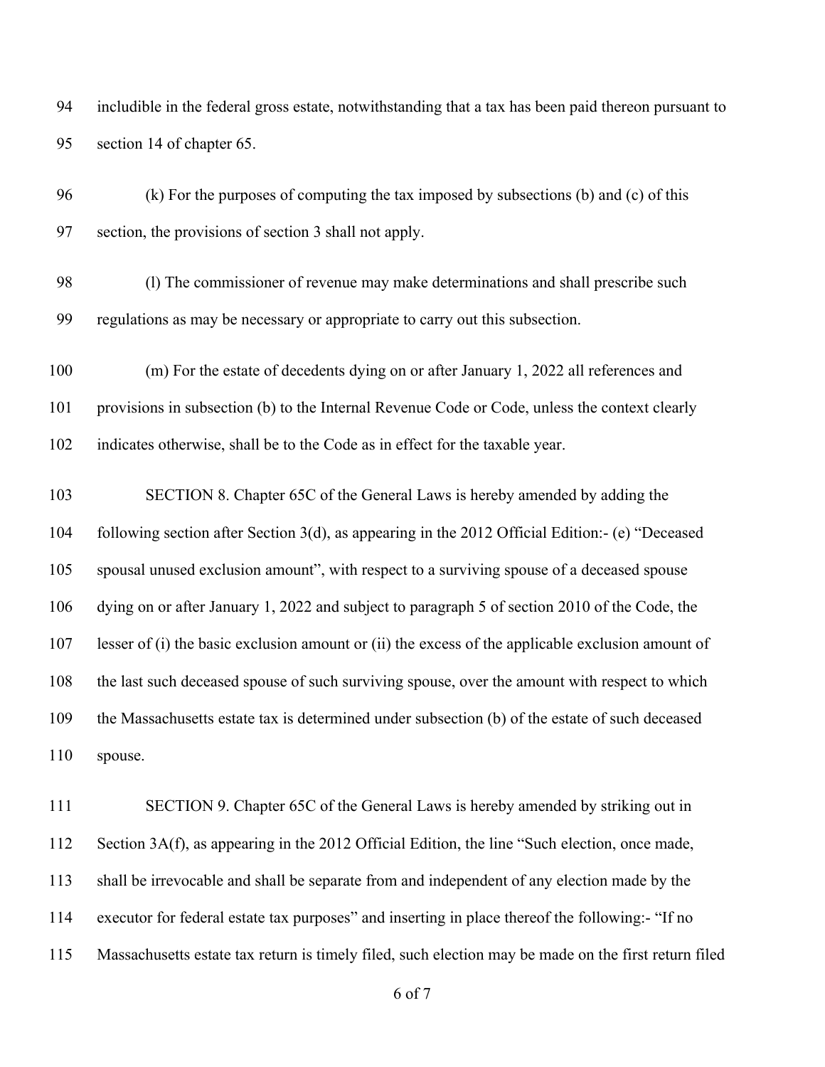includible in the federal gross estate, notwithstanding that a tax has been paid thereon pursuant to section 14 of chapter 65.

(k) For the purposes of computing the tax imposed by subsections (b) and (c) of this section, the provisions of section 3 shall not apply.

(l) The commissioner of revenue may make determinations and shall prescribe such regulations as may be necessary or appropriate to carry out this subsection.

(m) For the estate of decedents dying on or after January 1, 2022 all references and provisions in subsection (b) to the Internal Revenue Code or Code, unless the context clearly indicates otherwise, shall be to the Code as in effect for the taxable year.

SECTION 8. Chapter 65C of the General Laws is hereby amended by adding the following section after Section 3(d), as appearing in the 2012 Official Edition:- (e) "Deceased spousal unused exclusion amount", with respect to a surviving spouse of a deceased spouse dying on or after January 1, 2022 and subject to paragraph 5 of section 2010 of the Code, the lesser of (i) the basic exclusion amount or (ii) the excess of the applicable exclusion amount of the last such deceased spouse of such surviving spouse, over the amount with respect to which the Massachusetts estate tax is determined under subsection (b) of the estate of such deceased spouse.

SECTION 9. Chapter 65C of the General Laws is hereby amended by striking out in Section 3A(f), as appearing in the 2012 Official Edition, the line "Such election, once made, shall be irrevocable and shall be separate from and independent of any election made by the executor for federal estate tax purposes" and inserting in place thereof the following:- "If no Massachusetts estate tax return is timely filed, such election may be made on the first return filed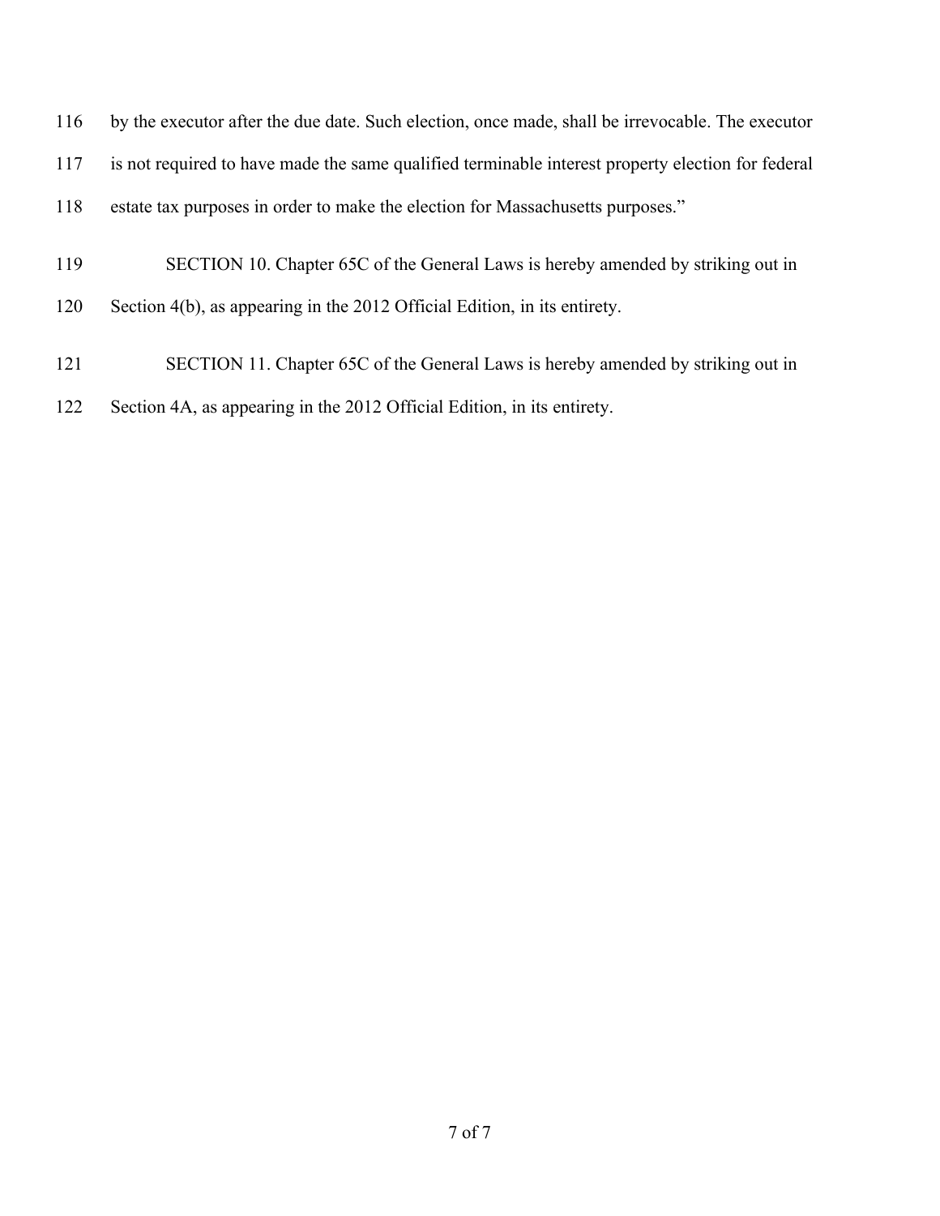by the executor after the due date. Such election, once made, shall be irrevocable. The executor is not required to have made the same qualified terminable interest property election for federal estate tax purposes in order to make the election for Massachusetts purposes."

SECTION 10. Chapter 65C of the General Laws is hereby amended by striking out in Section 4(b), as appearing in the 2012 Official Edition, in its entirety.

SECTION 11. Chapter 65C of the General Laws is hereby amended by striking out in Section 4A, as appearing in the 2012 Official Edition, in its entirety.